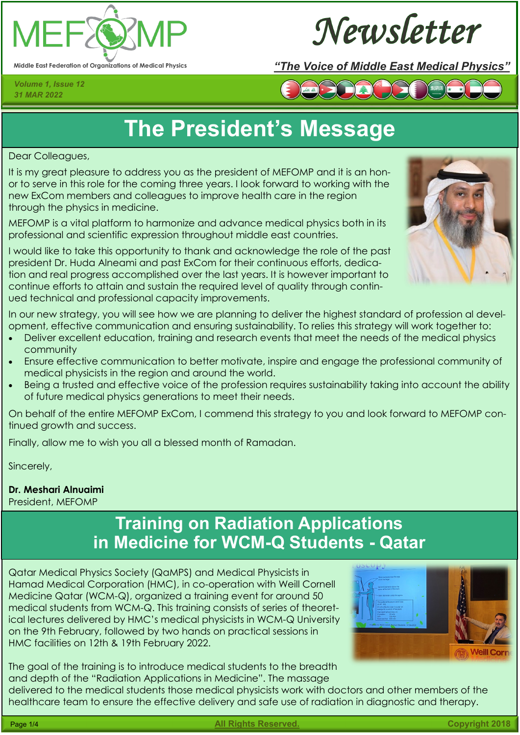MEFOMP

Middle East Federation of Organizations of Medical Physics

# Newsletter

*"The Voice of Middle East Medical Physics"*

*Volume 1, Issue 12*
*31 MAR 2022*

## The President's Message

Dear Colleagues,

It is my great pleasure to address you as the president of MEFOMP and it is an honor to serve in this role for the coming three years. I look forward to working with the new ExCom members and colleagues to improve health care in the region through the physics in medicine.

MEFOMP is a vital platform to harmonize and advance medical physics both in its professional and scientific expression throughout middle east countries.

I would like to take this opportunity to thank and acknowledge the role of the past president Dr. Huda Alneami and past ExCom for their continuous efforts, dedication and real progress accomplished over the last years. It is however important to continue efforts to attain and sustain the required level of quality through continued technical and professional capacity improvements.

In our new strategy, you will see how we are planning to deliver the highest standard of profession al development, effective communication and ensuring sustainability. To relies this strategy will work together to:

- Deliver excellent education, training and research events that meet the needs of the medical physics community
- Ensure effective communication to better motivate, inspire and engage the professional community of medical physicists in the region and around the world.
- Being a trusted and effective voice of the profession requires sustainability taking into account the ability of future medical physics generations to meet their needs.

On behalf of the entire MEFOMP ExCom, I commend this strategy to you and look forward to MEFOMP continued growth and success.

Finally, allow me to wish you all a blessed month of Ramadan.

Sincerely,

**Dr. Meshari Alnuaimi**
President, MEFOMP

## Training on Radiation Applications in Medicine for WCM-Q Students - Qatar

Qatar Medical Physics Society (QaMPS) and Medical Physicists in Hamad Medical Corporation (HMC), in co-operation with Weill Cornell Medicine Qatar (WCM-Q), organized a training event for around 50 medical students from WCM-Q. This training consists of series of theoretical lectures delivered by HMC's medical physicists in WCM-Q University on the 9th February, followed by two hands on practical sessions in HMC facilities on 12th & 19th February 2022.

The goal of the training is to introduce medical students to the breadth and depth of the "Radiation Applications in Medicine". The massage delivered to the medical students those medical physicists work with doctors and other members of the healthcare team to ensure the effective delivery and safe use of radiation in diagnostic and therapy.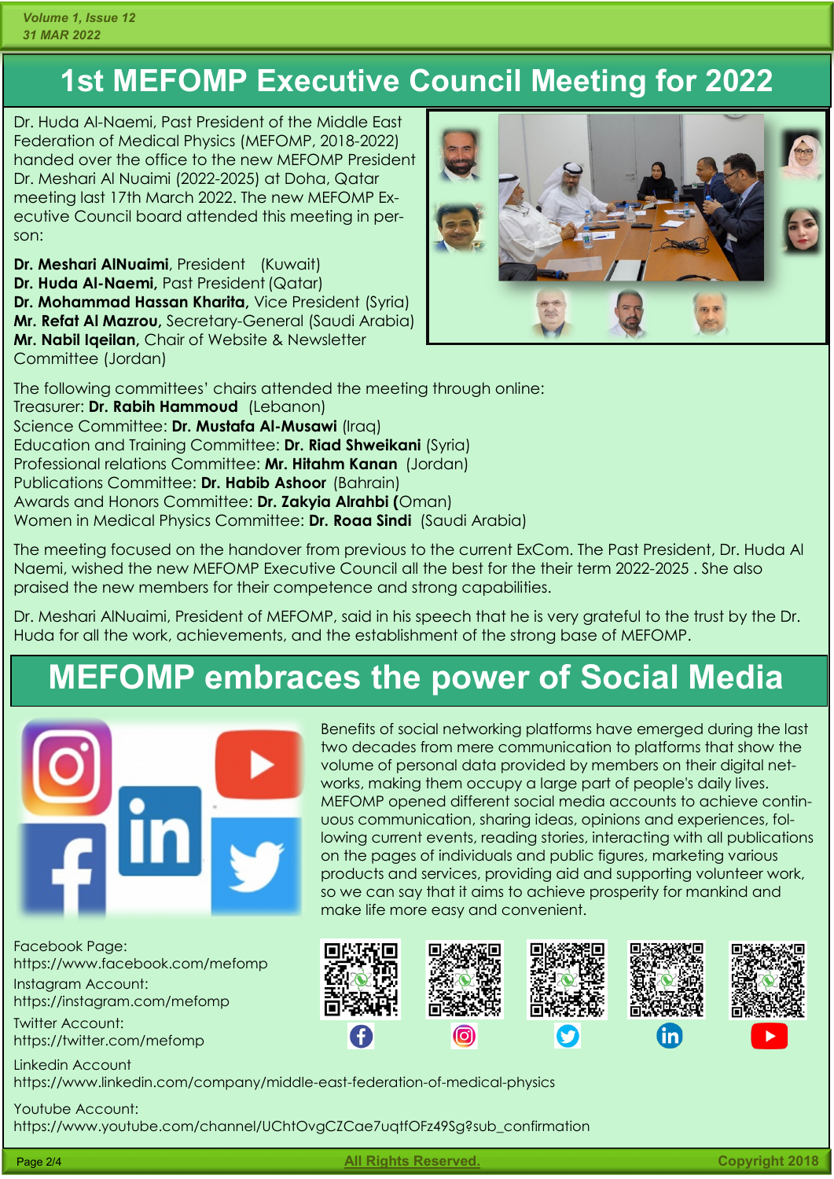# 1st MEFOMP Executive Council Meeting for 2022

Dr. Huda Al-Naemi, Past President of the Middle East Federation of Medical Physics (MEFOMP, 2018-2022) handed over the office to the new MEFOMP President Dr. Meshari Al Nuaimi (2022-2025) at Doha, Qatar meeting last 17th March 2022. The new MEFOMP Executive Council board attended this meeting in person:

**Dr. Meshari AlNuaimi**, President (Kuwait)
**Dr. Huda Al-Naemi,** Past President (Qatar)
**Dr. Mohammad Hassan Kharita,** Vice President (Syria)
**Mr. Refat Al Mazrou,** Secretary-General (Saudi Arabia)
**Mr. Nabil Iqeilan,** Chair of Website & Newsletter Committee (Jordan)

The following committees' chairs attended the meeting through online:
Treasurer: **Dr. Rabih Hammoud** (Lebanon)
Science Committee: **Dr. Mustafa Al-Musawi** (Iraq)
Education and Training Committee: **Dr. Riad Shweikani** (Syria)
Professional relations Committee: **Mr. Hitahm Kanan** (Jordan)
Publications Committee: **Dr. Habib Ashoor** (Bahrain)
Awards and Honors Committee: **Dr. Zakyia Alrahbi (**Oman)
Women in Medical Physics Committee: **Dr. Roaa Sindi** (Saudi Arabia)

The meeting focused on the handover from previous to the current ExCom. The Past President, Dr. Huda Al Naemi, wished the new MEFOMP Executive Council all the best for the their term 2022-2025 . She also praised the new members for their competence and strong capabilities.

Dr. Meshari AlNuaimi, President of MEFOMP, said in his speech that he is very grateful to the trust by the Dr. Huda for all the work, achievements, and the establishment of the strong base of MEFOMP.

# MEFOMP embraces the power of Social Media

Benefits of social networking platforms have emerged during the last two decades from mere communication to platforms that show the volume of personal data provided by members on their digital networks, making them occupy a large part of people's daily lives. MEFOMP opened different social media accounts to achieve continuous communication, sharing ideas, opinions and experiences, following current events, reading stories, interacting with all publications on the pages of individuals and public figures, marketing various products and services, providing aid and supporting volunteer work, so we can say that it aims to achieve prosperity for mankind and make life more easy and convenient.

Facebook Page:
https://www.facebook.com/mefomp

Instagram Account:
https://instagram.com/mefomp

Twitter Account:
https://twitter.com/mefomp

Linkedin Account
https://www.linkedin.com/company/middle-east-federation-of-medical-physics

Youtube Account:
https://www.youtube.com/channel/UChtOvgCZCae7uqtfOFz49Sg?sub_confirmation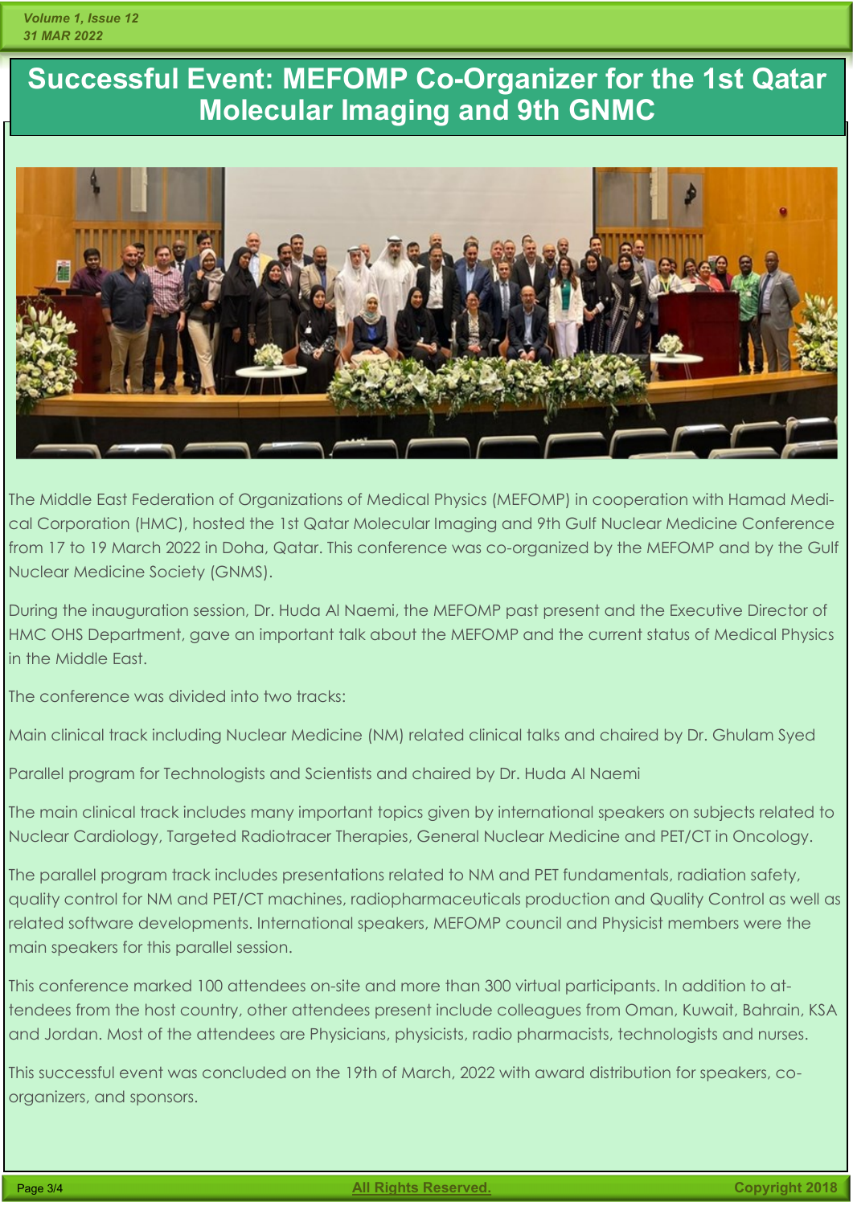# Successful Event: MEFOMP Co-Organizer for the 1st Qatar Molecular Imaging and 9th GNMC

The Middle East Federation of Organizations of Medical Physics (MEFOMP) in cooperation with Hamad Medical Corporation (HMC), hosted the 1st Qatar Molecular Imaging and 9th Gulf Nuclear Medicine Conference from 17 to 19 March 2022 in Doha, Qatar. This conference was co-organized by the MEFOMP and by the Gulf Nuclear Medicine Society (GNMS).

During the inauguration session, Dr. Huda Al Naemi, the MEFOMP past present and the Executive Director of HMC OHS Department, gave an important talk about the MEFOMP and the current status of Medical Physics in the Middle East.

The conference was divided into two tracks:

Main clinical track including Nuclear Medicine (NM) related clinical talks and chaired by Dr. Ghulam Syed

Parallel program for Technologists and Scientists and chaired by Dr. Huda Al Naemi

The main clinical track includes many important topics given by international speakers on subjects related to Nuclear Cardiology, Targeted Radiotracer Therapies, General Nuclear Medicine and PET/CT in Oncology.

The parallel program track includes presentations related to NM and PET fundamentals, radiation safety, quality control for NM and PET/CT machines, radiopharmaceuticals production and Quality Control as well as related software developments. International speakers, MEFOMP council and Physicist members were the main speakers for this parallel session.

This conference marked 100 attendees on-site and more than 300 virtual participants. In addition to attendees from the host country, other attendees present include colleagues from Oman, Kuwait, Bahrain, KSA and Jordan. Most of the attendees are Physicians, physicists, radio pharmacists, technologists and nurses.

This successful event was concluded on the 19th of March, 2022 with award distribution for speakers, co-organizers, and sponsors.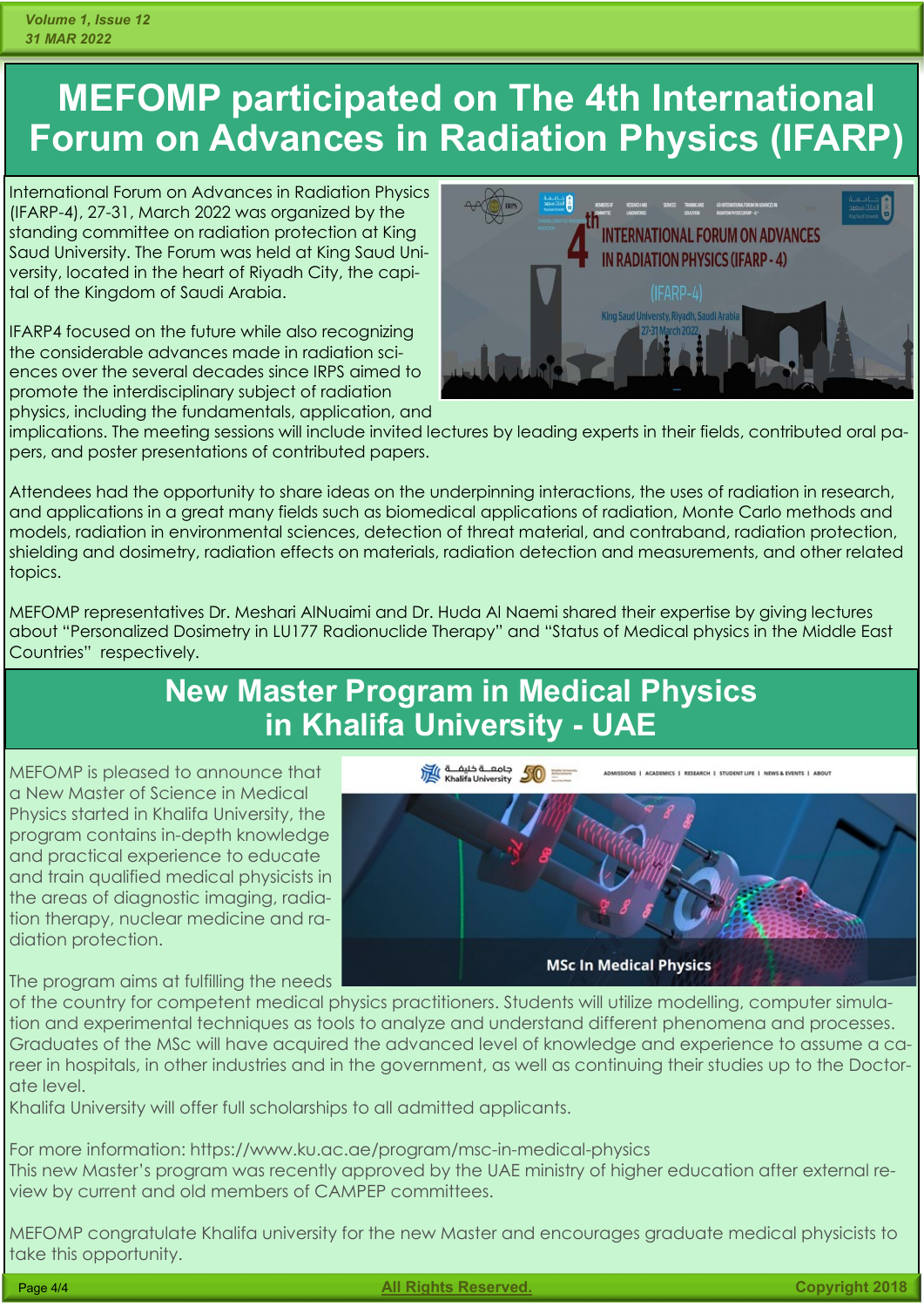# MEFOMP participated on The 4th International Forum on Advances in Radiation Physics (IFARP)

International Forum on Advances in Radiation Physics (IFARP-4), 27-31, March 2022 was organized by the standing committee on radiation protection at King Saud University. The Forum was held at King Saud University, located in the heart of Riyadh City, the capital of the Kingdom of Saudi Arabia.

IFARP4 focused on the future while also recognizing the considerable advances made in radiation sciences over the several decades since IRPS aimed to promote the interdisciplinary subject of radiation physics, including the fundamentals, application, and implications. The meeting sessions will include invited lectures by leading experts in their fields, contributed oral papers, and poster presentations of contributed papers.

Attendees had the opportunity to share ideas on the underpinning interactions, the uses of radiation in research, and applications in a great many fields such as biomedical applications of radiation, Monte Carlo methods and models, radiation in environmental sciences, detection of threat material, and contraband, radiation protection, shielding and dosimetry, radiation effects on materials, radiation detection and measurements, and other related topics.

MEFOMP representatives Dr. Meshari AlNuaimi and Dr. Huda Al Naemi shared their expertise by giving lectures about "Personalized Dosimetry in LU177 Radionuclide Therapy" and "Status of Medical physics in the Middle East Countries" respectively.

# New Master Program in Medical Physics in Khalifa University - UAE

MEFOMP is pleased to announce that a New Master of Science in Medical Physics started in Khalifa University, the program contains in-depth knowledge and practical experience to educate and train qualified medical physicists in the areas of diagnostic imaging, radiation therapy, nuclear medicine and radiation protection.

The program aims at fulfilling the needs of the country for competent medical physics practitioners. Students will utilize modelling, computer simulation and experimental techniques as tools to analyze and understand different phenomena and processes. Graduates of the MSc will have acquired the advanced level of knowledge and experience to assume a career in hospitals, in other industries and in the government, as well as continuing their studies up to the Doctorate level.
Khalifa University will offer full scholarships to all admitted applicants.

For more information: https://www.ku.ac.ae/program/msc-in-medical-physics
This new Master's program was recently approved by the UAE ministry of higher education after external review by current and old members of CAMPEP committees.

MEFOMP congratulate Khalifa university for the new Master and encourages graduate medical physicists to take this opportunity.